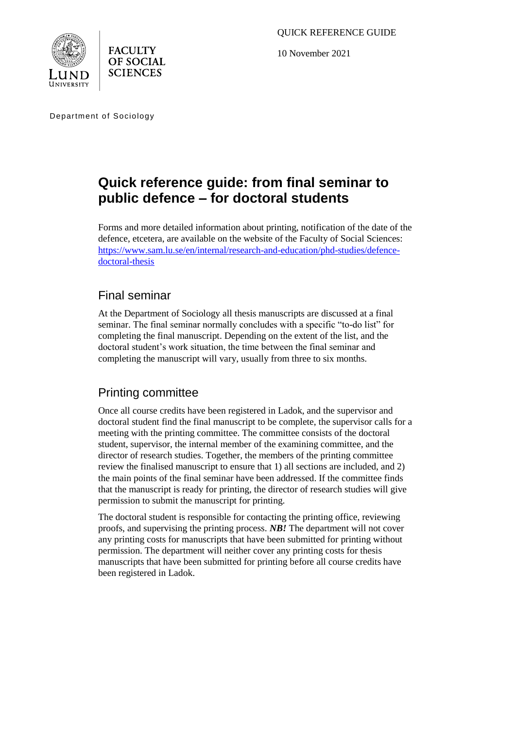QUICK REFERENCE GUIDE

10 November 2021

FACULTY OF SOCIAL SCIENCES

Department of Sociology

# Quick reference guide: from final seminar to public defence – for doctoral students

Forms and more detailed information about printing, notification of the date of the defence, etcetera, are available on the website of the Faculty of Social Sciences: [https://www.sam.lu.se/en/internal/research-and-education/phd-studies/defence-doctoral-thesis](https://www.sam.lu.se/en/internal/research-and-education/phd-studies/defence-doctoral-thesis)

## Final seminar

At the Department of Sociology all thesis manuscripts are discussed at a final seminar. The final seminar normally concludes with a specific "to-do list" for completing the final manuscript. Depending on the extent of the list, and the doctoral student's work situation, the time between the final seminar and completing the manuscript will vary, usually from three to six months.

## Printing committee

Once all course credits have been registered in Ladok, and the supervisor and doctoral student find the final manuscript to be complete, the supervisor calls for a meeting with the printing committee. The committee consists of the doctoral student, supervisor, the internal member of the examining committee, and the director of research studies. Together, the members of the printing committee review the finalised manuscript to ensure that 1) all sections are included, and 2) the main points of the final seminar have been addressed. If the committee finds that the manuscript is ready for printing, the director of research studies will give permission to submit the manuscript for printing.

The doctoral student is responsible for contacting the printing office, reviewing proofs, and supervising the printing process. ***NB!*** The department will not cover any printing costs for manuscripts that have been submitted for printing without permission. The department will neither cover any printing costs for thesis manuscripts that have been submitted for printing before all course credits have been registered in Ladok.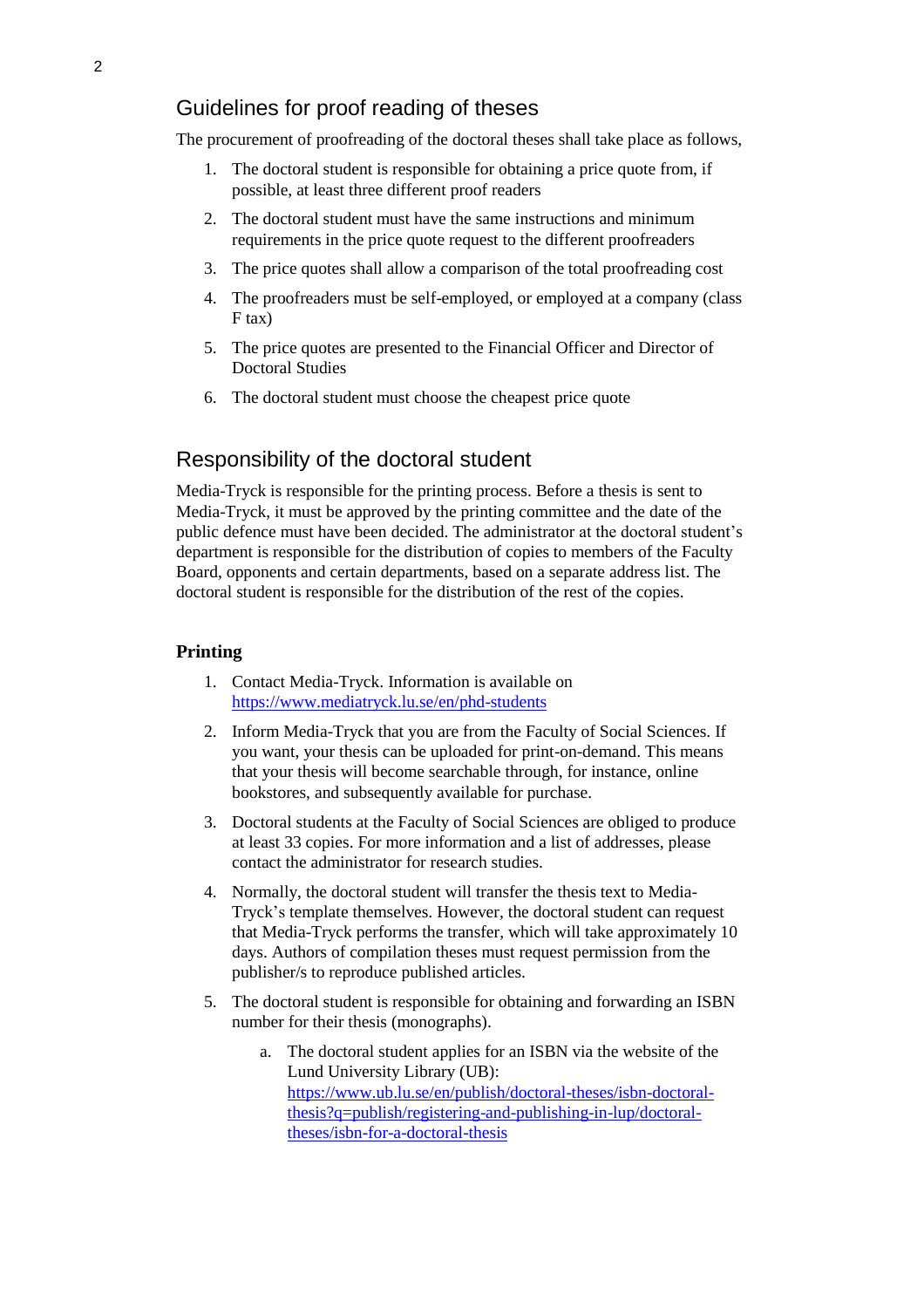## Guidelines for proof reading of theses

The procurement of proofreading of the doctoral theses shall take place as follows,

1. The doctoral student is responsible for obtaining a price quote from, if possible, at least three different proof readers
2. The doctoral student must have the same instructions and minimum requirements in the price quote request to the different proofreaders
3. The price quotes shall allow a comparison of the total proofreading cost
4. The proofreaders must be self-employed, or employed at a company (class F tax)
5. The price quotes are presented to the Financial Officer and Director of Doctoral Studies
6. The doctoral student must choose the cheapest price quote

## Responsibility of the doctoral student

Media-Tryck is responsible for the printing process. Before a thesis is sent to Media-Tryck, it must be approved by the printing committee and the date of the public defence must have been decided. The administrator at the doctoral student's department is responsible for the distribution of copies to members of the Faculty Board, opponents and certain departments, based on a separate address list. The doctoral student is responsible for the distribution of the rest of the copies.

### Printing

1. Contact Media-Tryck. Information is available on [https://www.mediatryck.lu.se/en/phd-students](https://www.mediatryck.lu.se/en/phd-students)
2. Inform Media-Tryck that you are from the Faculty of Social Sciences. If you want, your thesis can be uploaded for print-on-demand. This means that your thesis will become searchable through, for instance, online bookstores, and subsequently available for purchase.
3. Doctoral students at the Faculty of Social Sciences are obliged to produce at least 33 copies. For more information and a list of addresses, please contact the administrator for research studies.
4. Normally, the doctoral student will transfer the thesis text to Media-Tryck's template themselves. However, the doctoral student can request that Media-Tryck performs the transfer, which will take approximately 10 days. Authors of compilation theses must request permission from the publisher/s to reproduce published articles.
5. The doctoral student is responsible for obtaining and forwarding an ISBN number for their thesis (monographs).
    a. The doctoral student applies for an ISBN via the website of the Lund University Library (UB): [https://www.ub.lu.se/en/publish/doctoral-theses/isbn-doctoral-thesis?q=publish/registering-and-publishing-in-lup/doctoral-theses/isbn-for-a-doctoral-thesis](https://www.ub.lu.se/en/publish/doctoral-theses/isbn-doctoral-thesis?q=publish/registering-and-publishing-in-lup/doctoral-theses/isbn-for-a-doctoral-thesis)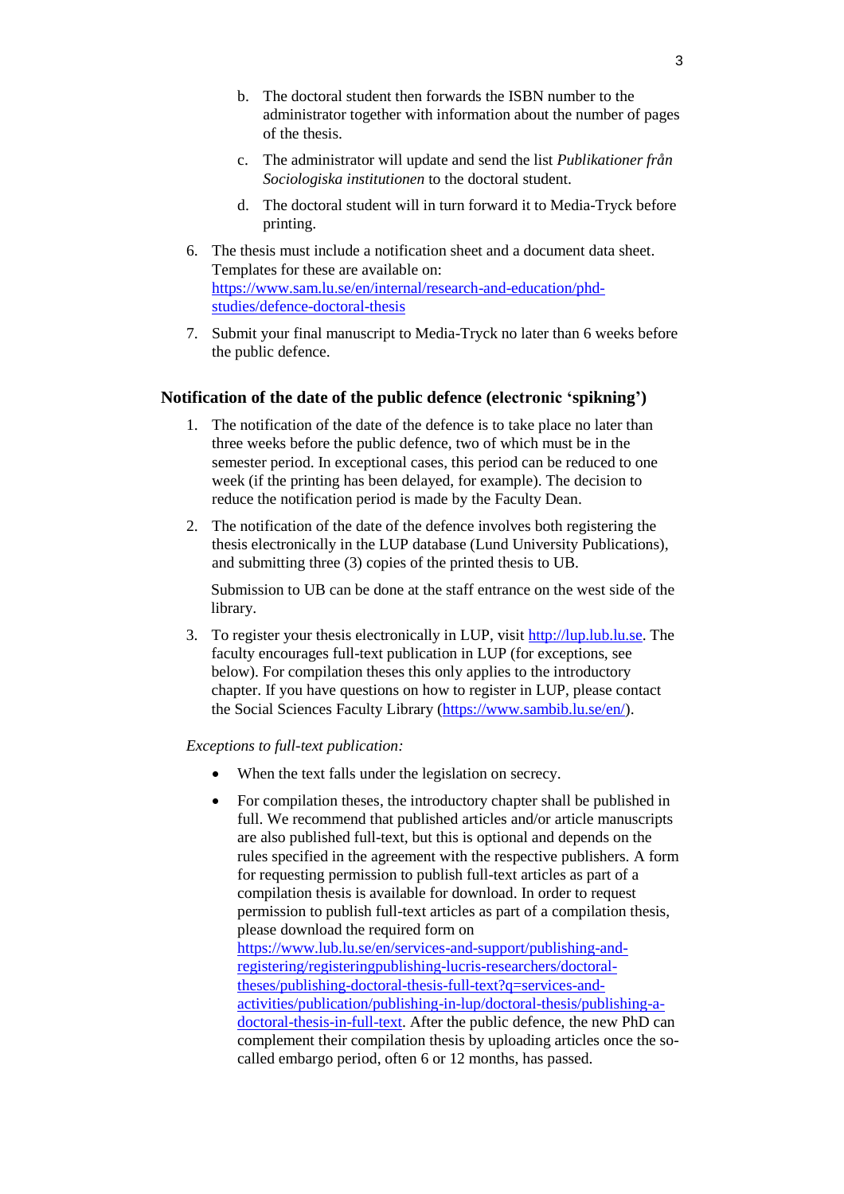b. The doctoral student then forwards the ISBN number to the administrator together with information about the number of pages of the thesis.

   c. The administrator will update and send the list *Publikationer från Sociologiska institutionen* to the doctoral student.

   d. The doctoral student will in turn forward it to Media-Tryck before printing.

6. The thesis must include a notification sheet and a document data sheet. Templates for these are available on: [https://www.sam.lu.se/en/internal/research-and-education/phd-studies/defence-doctoral-thesis](https://www.sam.lu.se/en/internal/research-and-education/phd-studies/defence-doctoral-thesis)

7. Submit your final manuscript to Media-Tryck no later than 6 weeks before the public defence.

### Notification of the date of the public defence (electronic 'spikning')

1. The notification of the date of the defence is to take place no later than three weeks before the public defence, two of which must be in the semester period. In exceptional cases, this period can be reduced to one week (if the printing has been delayed, for example). The decision to reduce the notification period is made by the Faculty Dean.

2. The notification of the date of the defence involves both registering the thesis electronically in the LUP database (Lund University Publications), and submitting three (3) copies of the printed thesis to UB.

   Submission to UB can be done at the staff entrance on the west side of the library.

3. To register your thesis electronically in LUP, visit [http://lup.lub.lu.se](http://lup.lub.lu.se). The faculty encourages full-text publication in LUP (for exceptions, see below). For compilation theses this only applies to the introductory chapter. If you have questions on how to register in LUP, please contact the Social Sciences Faculty Library ([https://www.sambib.lu.se/en/](https://www.sambib.lu.se/en/)).

*Exceptions to full-text publication:*

- When the text falls under the legislation on secrecy.
- For compilation theses, the introductory chapter shall be published in full. We recommend that published articles and/or article manuscripts are also published full-text, but this is optional and depends on the rules specified in the agreement with the respective publishers. A form for requesting permission to publish full-text articles as part of a compilation thesis is available for download. In order to request permission to publish full-text articles as part of a compilation thesis, please download the required form on [https://www.lub.lu.se/en/services-and-support/publishing-and-registering/registeringpublishing-lucris-researchers/doctoral-theses/publishing-doctoral-thesis-full-text?q=services-and-activities/publication/publishing-in-lup/doctoral-thesis/publishing-a-doctoral-thesis-in-full-text](https://www.lub.lu.se/en/services-and-support/publishing-and-registering/registeringpublishing-lucris-researchers/doctoral-theses/publishing-doctoral-thesis-full-text?q=services-and-activities/publication/publishing-in-lup/doctoral-thesis/publishing-a-doctoral-thesis-in-full-text). After the public defence, the new PhD can complement their compilation thesis by uploading articles once the so-called embargo period, often 6 or 12 months, has passed.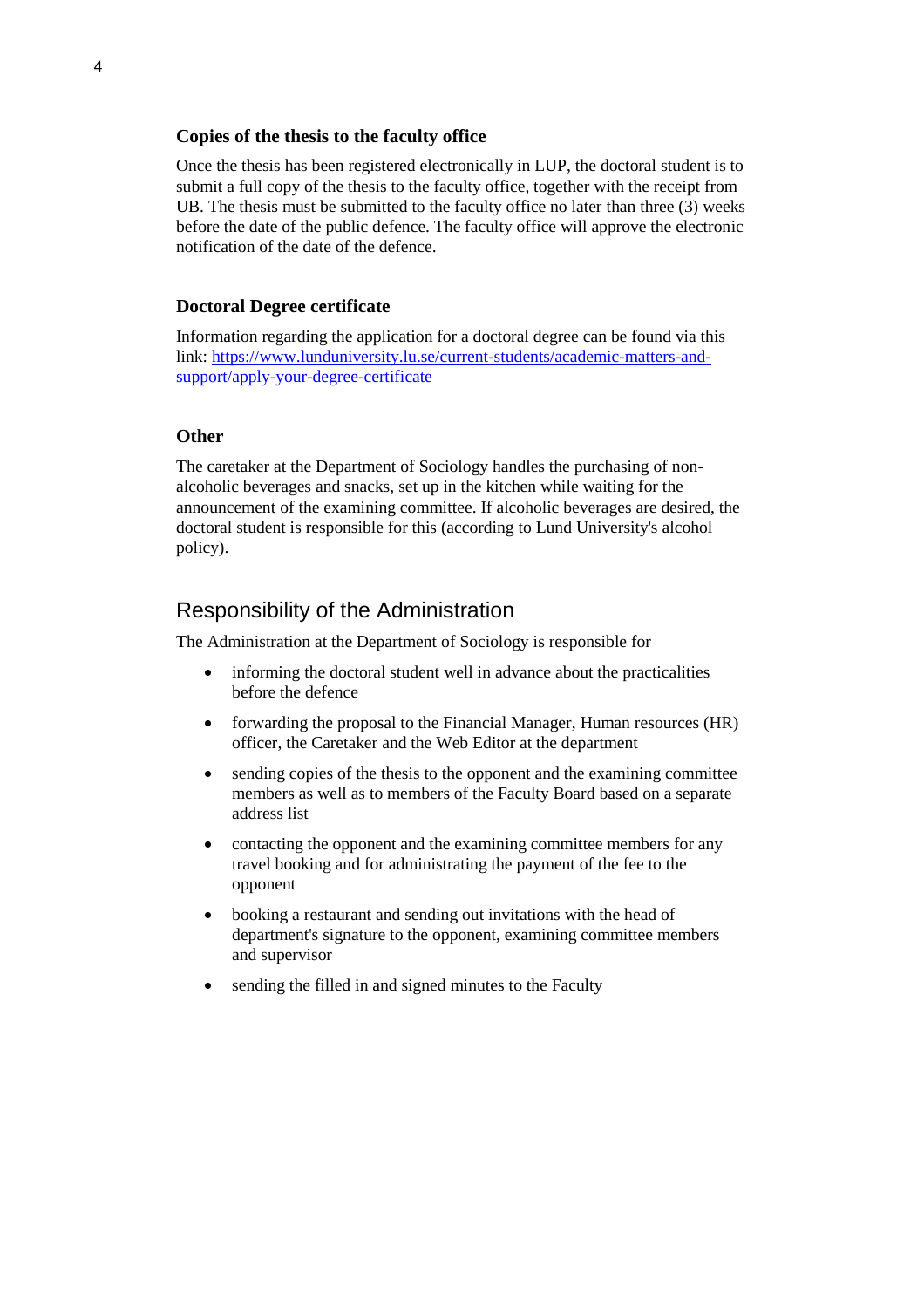### Copies of the thesis to the faculty office

Once the thesis has been registered electronically in LUP, the doctoral student is to submit a full copy of the thesis to the faculty office, together with the receipt from UB. The thesis must be submitted to the faculty office no later than three (3) weeks before the date of the public defence. The faculty office will approve the electronic notification of the date of the defence.

### Doctoral Degree certificate

Information regarding the application for a doctoral degree can be found via this link: [https://www.lunduniversity.lu.se/current-students/academic-matters-and-support/apply-your-degree-certificate](https://www.lunduniversity.lu.se/current-students/academic-matters-and-support/apply-your-degree-certificate)

### Other

The caretaker at the Department of Sociology handles the purchasing of non-alcoholic beverages and snacks, set up in the kitchen while waiting for the announcement of the examining committee. If alcoholic beverages are desired, the doctoral student is responsible for this (according to Lund University's alcohol policy).

## Responsibility of the Administration

The Administration at the Department of Sociology is responsible for

- informing the doctoral student well in advance about the practicalities before the defence
- forwarding the proposal to the Financial Manager, Human resources (HR) officer, the Caretaker and the Web Editor at the department
- sending copies of the thesis to the opponent and the examining committee members as well as to members of the Faculty Board based on a separate address list
- contacting the opponent and the examining committee members for any travel booking and for administrating the payment of the fee to the opponent
- booking a restaurant and sending out invitations with the head of department's signature to the opponent, examining committee members and supervisor
- sending the filled in and signed minutes to the Faculty